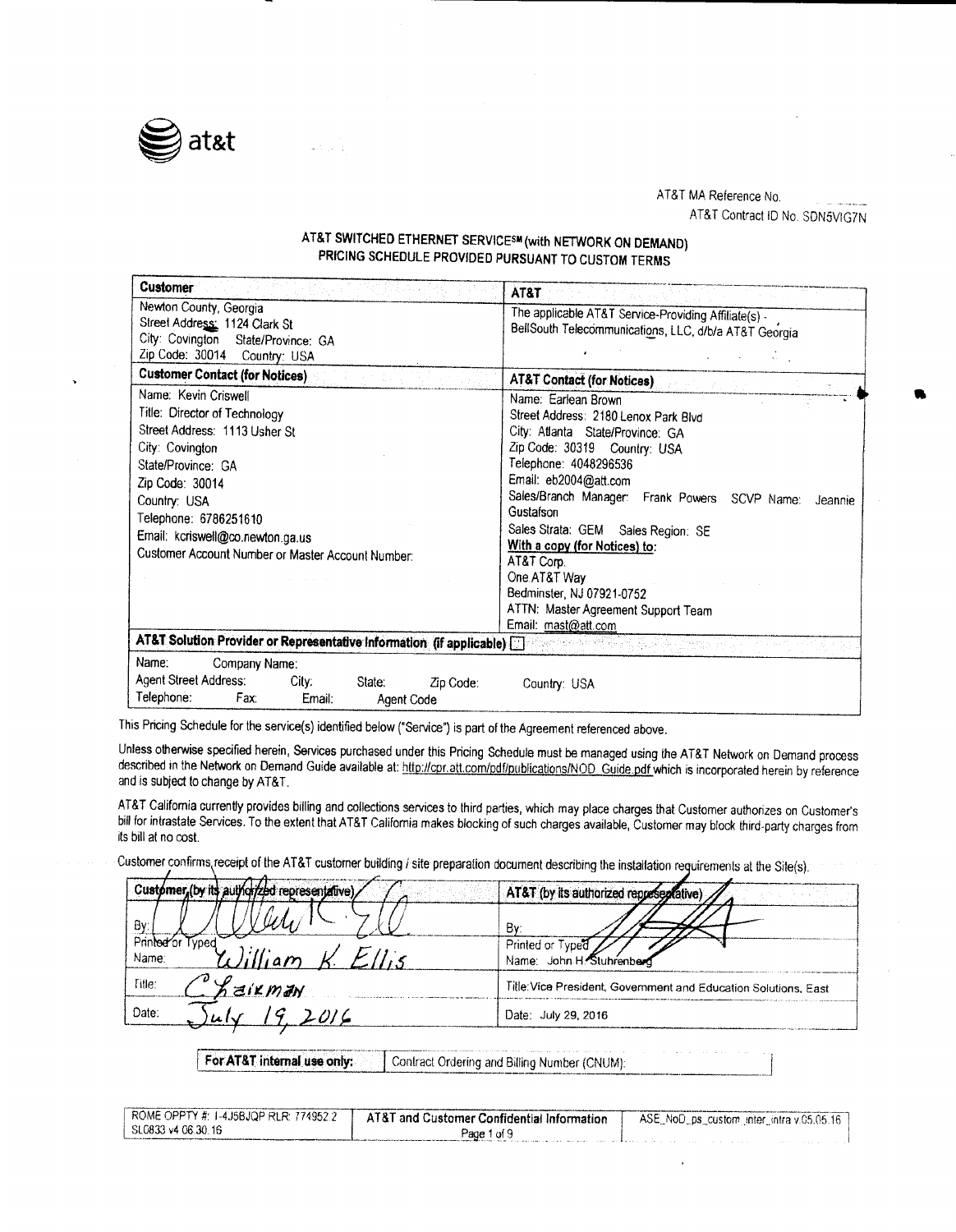AT&T MA Reference No.

AT&T Contract ID No. SDN5VIG7N

## AT&T SWITCHED ETHERNET SERVICE℠ (with NETWORK ON DEMAND) PRICING SCHEDULE PROVIDED PURSUANT TO CUSTOM TERMS

| **Customer** | **AT&T** |
|---|---|
| Newton County, Georgia<br>Street Address: 1124 Clark St<br>City: Covington State/Province: GA<br>Zip Code: 30014 Country: USA | The applicable AT&T Service-Providing Affiliate(s) - BellSouth Telecommunications, LLC, d/b/a AT&T Georgia |
| **Customer Contact (for Notices)** | **AT&T Contact (for Notices)** |
| Name: Kevin Criswell<br>Title: Director of Technology<br>Street Address: 1113 Usher St<br>City: Covington<br>State/Province: GA<br>Zip Code: 30014<br>Country: USA<br>Telephone: 6786251610<br>Email: kcriswell@co.newton.ga.us<br>Customer Account Number or Master Account Number: | Name: Earlean Brown<br>Street Address: 2180 Lenox Park Blvd<br>City: Atlanta State/Province: GA<br>Zip Code: 30319 Country: USA<br>Telephone: 4048296536<br>Email: eb2004@att.com<br>Sales/Branch Manager: Frank Powers SCVP Name: Jeannie Gustafson<br>Sales Strata: GEM Sales Region: SE<br>**With a copy (for Notices) to:**<br>AT&T Corp.<br>One AT&T Way<br>Bedminster, NJ 07921-0752<br>ATTN: Master Agreement Support Team<br>Email: mast@att.com |
| **AT&T Solution Provider or Representative Information (if applicable)** ☐ | |
| Name: Company Name:<br>Agent Street Address: City: State: Zip Code:<br>Telephone: Fax: Email: Agent Code | Country: USA |

This Pricing Schedule for the service(s) identified below ("Service") is part of the Agreement referenced above.

Unless otherwise specified herein, Services purchased under this Pricing Schedule must be managed using the AT&T Network on Demand process described in the Network on Demand Guide available at: http://cpr.att.com/pdf/publications/NOD_Guide.pdf which is incorporated herein by reference and is subject to change by AT&T.

AT&T California currently provides billing and collections services to third parties, which may place charges that Customer authorizes on Customer's bill for intrastate Services. To the extent that AT&T California makes blocking of such charges available, Customer may block third-party charges from its bill at no cost.

Customer confirms receipt of the AT&T customer building / site preparation document describing the installation requirements at the Site(s).

| **Customer (by its authorized representative)** | **AT&T (by its authorized representative)** |
|---|---|
| By: [signature] | By: [signature] |
| Printed or Typed Name: William K. Ellis | Printed or Typed Name: John H. Stuhrenberg |
| Title: Chairman | Title: Vice President, Government and Education Solutions, East |
| Date: July 19, 2016 | Date: July 29, 2016 |

| **For AT&T internal use only:** | Contract Ordering and Billing Number (CNUM): |
|---|---|

ROME OPPTY #: 1-4J5BJQP RLR: 774952.2
SL0833 v4 06.30.16

AT&T and Customer Confidential Information

ASE_NoD_ps_custom_inter_intra v.05.05.16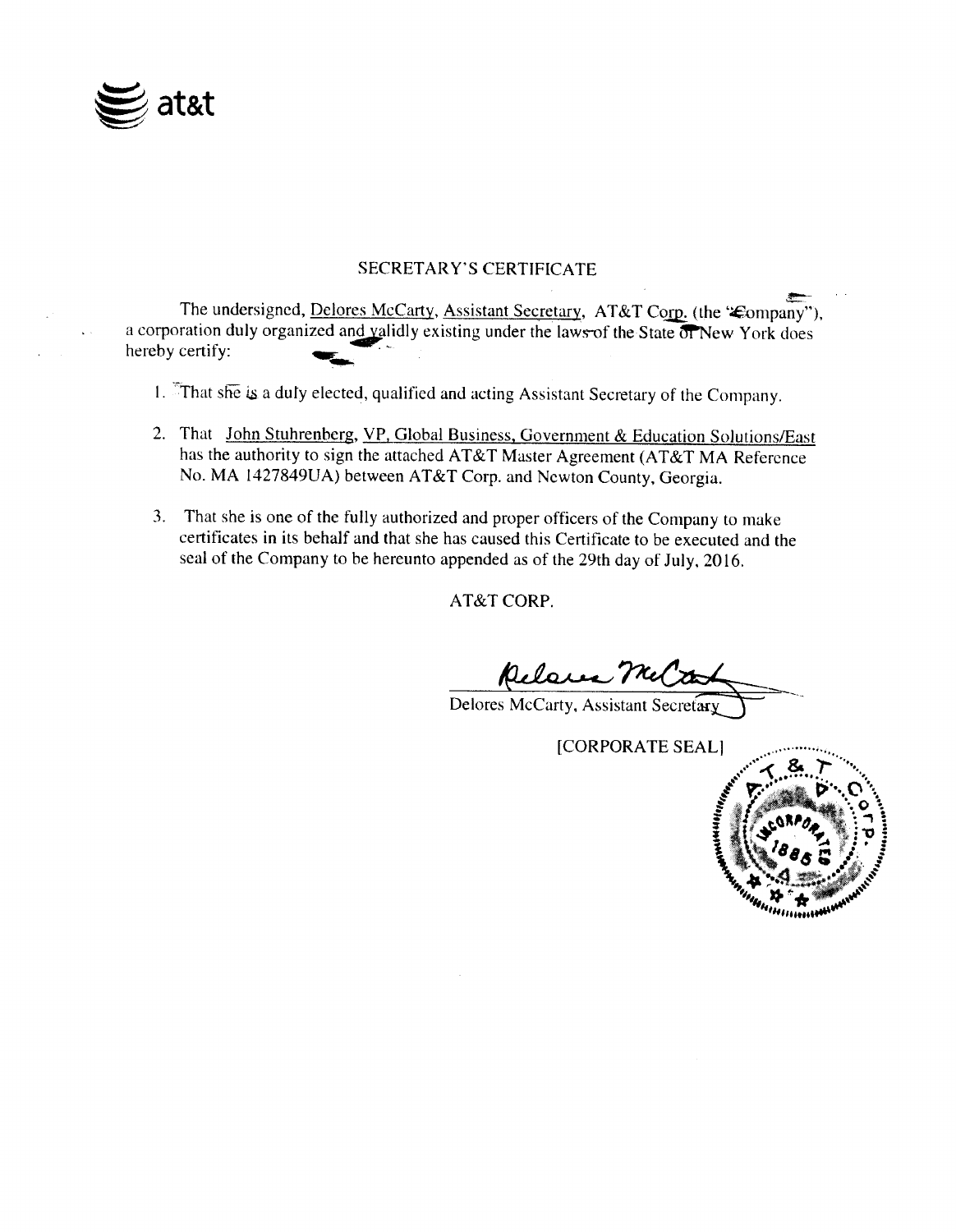at&t

# SECRETARY'S CERTIFICATE

The undersigned, Delores McCarty, Assistant Secretary, AT&T Corp. (the "Company"), a corporation duly organized and validly existing under the laws of the State of New York does hereby certify:

1. That she is a duly elected, qualified and acting Assistant Secretary of the Company.
2. That John Stuhrenberg, VP, Global Business, Government & Education Solutions/East has the authority to sign the attached AT&T Master Agreement (AT&T MA Reference No. MA 1427849UA) between AT&T Corp. and Newton County, Georgia.
3. That she is one of the fully authorized and proper officers of the Company to make certificates in its behalf and that she has caused this Certificate to be executed and the seal of the Company to be hereunto appended as of the 29th day of July, 2016.

AT&T CORP.

Delores McCarty, Assistant Secretary

[CORPORATE SEAL]

A.T.&T. CO. INCORPORATED 1885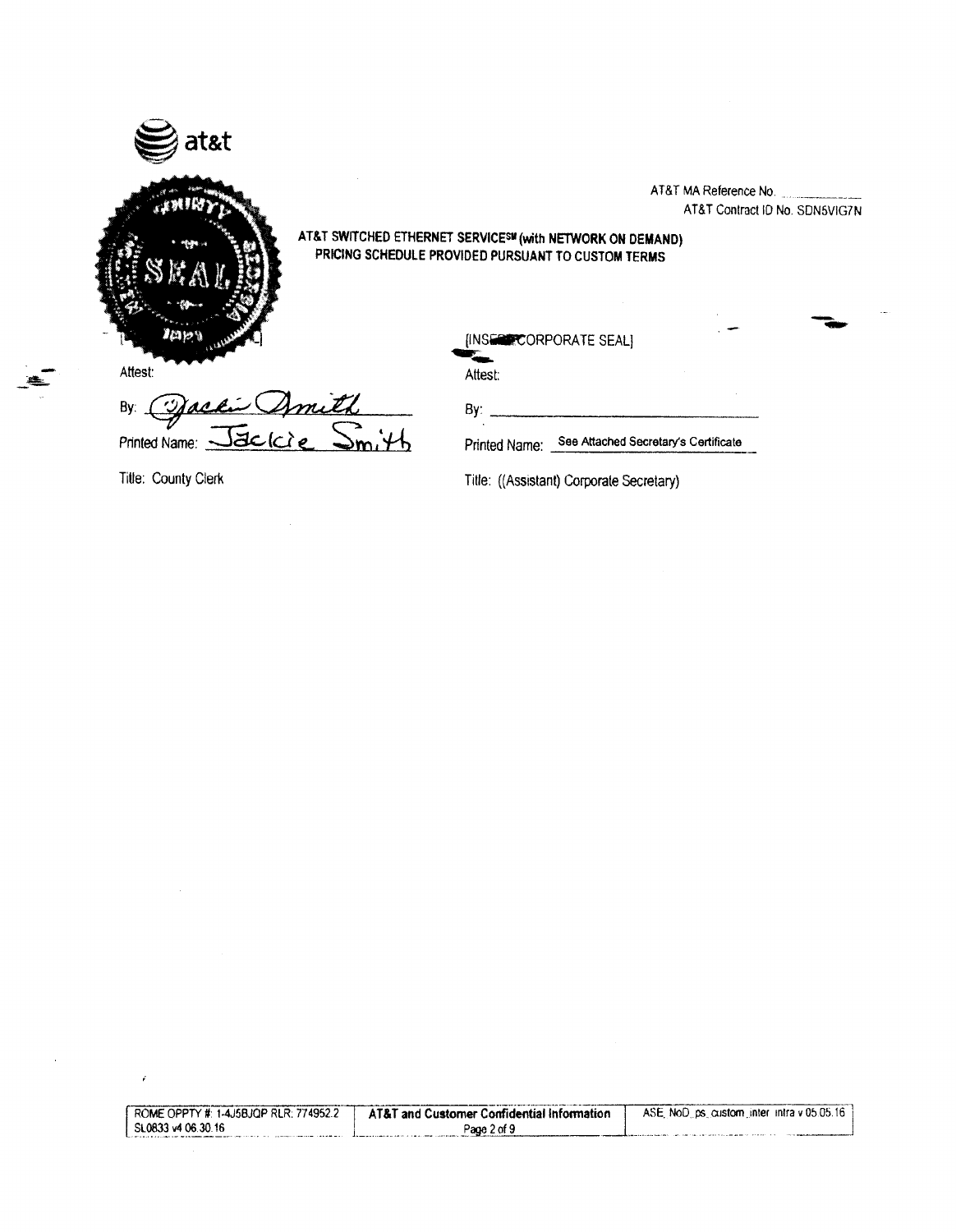at&t

AT&T MA Reference No. ___________

AT&T Contract ID No. SDN5VIG7N

**AT&T SWITCHED ETHERNET SERVICE℠ (with NETWORK ON DEMAND)**
**PRICING SCHEDULE PROVIDED PURSUANT TO CUSTOM TERMS**

| | |
|---|---|
| [SEAL] | [INSERT CORPORATE SEAL] |
| Attest: | Attest: |
| By: Jackie Smith | By: ______________________ |
| Printed Name: Jackie Smith | Printed Name: See Attached Secretary's Certificate |
| Title: County Clerk | Title: ((Assistant) Corporate Secretary) |

| ROME OPPTY #: 1-4J5BJQP RLR: 774952.2 SL0833 v4 06.30.16 | AT&T and Customer Confidential Information | ASE_NoD_ps_custom_inter_intra v 05.05.16 |
|---|---|---|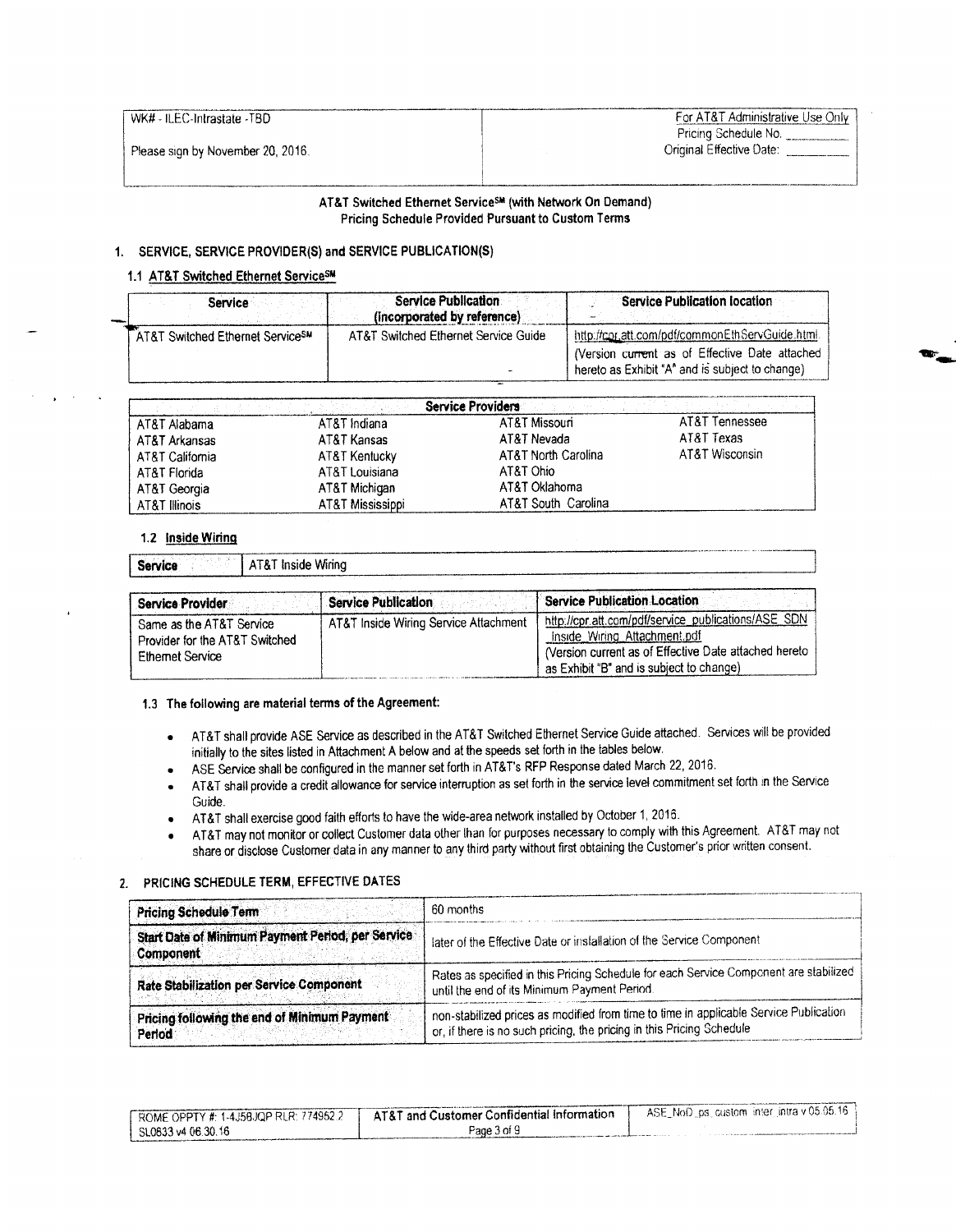| WK# - ILEC-Intrastate -TBD | For AT&T Administrative Use Only |
|---|---|
| | Pricing Schedule No. ________ |
| Please sign by November 20, 2016. | Original Effective Date: ________ |

**AT&T Switched Ethernet Service℠ (with Network On Demand)**
**Pricing Schedule Provided Pursuant to Custom Terms**

## 1. SERVICE, SERVICE PROVIDER(S) and SERVICE PUBLICATION(S)

### 1.1 AT&T Switched Ethernet Service℠

| Service | Service Publication (incorporated by reference) | Service Publication location |
|---|---|---|
| AT&T Switched Ethernet Service℠ | AT&T Switched Ethernet Service Guide | http://cpr.att.com/pdf/commonEthServGuide.html (Version current as of Effective Date attached hereto as Exhibit "A" and is subject to change) |

| Service Providers | | | |
|---|---|---|---|
| AT&T Alabama | AT&T Indiana | AT&T Missouri | AT&T Tennessee |
| AT&T Arkansas | AT&T Kansas | AT&T Nevada | AT&T Texas |
| AT&T California | AT&T Kentucky | AT&T North Carolina | AT&T Wisconsin |
| AT&T Florida | AT&T Louisiana | AT&T Ohio | |
| AT&T Georgia | AT&T Michigan | AT&T Oklahoma | |
| AT&T Illinois | AT&T Mississippi | AT&T South Carolina | |

### 1.2 Inside Wiring

| Service | AT&T Inside Wiring |
|---|---|

| Service Provider | Service Publication | Service Publication Location |
|---|---|---|
| Same as the AT&T Service Provider for the AT&T Switched Ethernet Service | AT&T Inside Wiring Service Attachment | http://cpr.att.com/pdf/service_publications/ASE_SDN_Inside_Wiring_Attachment.pdf (Version current as of Effective Date attached hereto as Exhibit "B" and is subject to change) |

### 1.3 The following are material terms of the Agreement:

- AT&T shall provide ASE Service as described in the AT&T Switched Ethernet Service Guide attached. Services will be provided initially to the sites listed in Attachment A below and at the speeds set forth in the tables below.
- ASE Service shall be configured in the manner set forth in AT&T's RFP Response dated March 22, 2016.
- AT&T shall provide a credit allowance for service interruption as set forth in the service level commitment set forth in the Service Guide.
- AT&T shall exercise good faith efforts to have the wide-area network installed by October 1, 2016.
- AT&T may not monitor or collect Customer data other than for purposes necessary to comply with this Agreement. AT&T may not share or disclose Customer data in any manner to any third party without first obtaining the Customer's prior written consent.

## 2. PRICING SCHEDULE TERM, EFFECTIVE DATES

| Pricing Schedule Term | 60 months |
|---|---|
| Start Date of Minimum Payment Period, per Service Component | later of the Effective Date or installation of the Service Component |
| Rate Stabilization per Service Component | Rates as specified in this Pricing Schedule for each Service Component are stabilized until the end of its Minimum Payment Period. |
| Pricing following the end of Minimum Payment Period | non-stabilized prices as modified from time to time in applicable Service Publication or, if there is no such pricing, the pricing in this Pricing Schedule |

| ROME OPPTY #: 1-4J5BJQP RLR: 774952.2 SL0633 v4 06.30.16 | AT&T and Customer Confidential Information | ASE_NoD_ps_custom_inter_intra v.05.05.16 |
|---|---|---|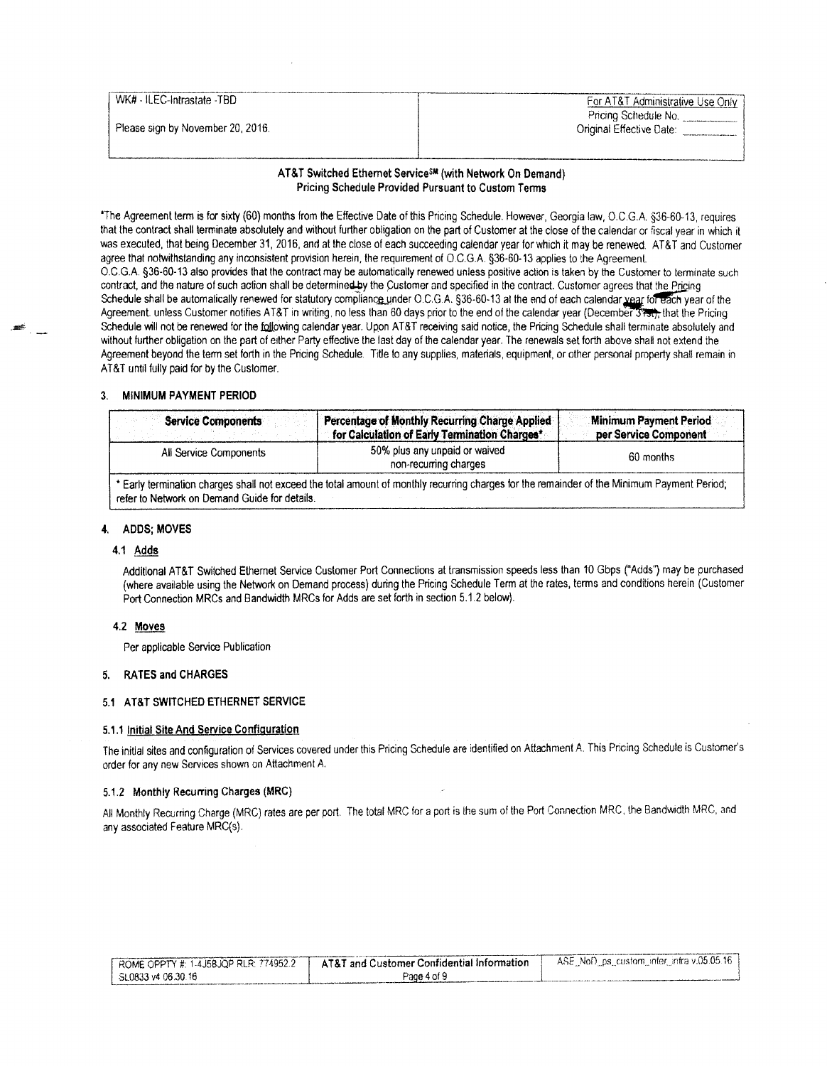| WK# - ILEC-Intrastate -TBD | For AT&T Administrative Use Only |
| --- | --- |
| Please sign by November 20, 2016. | Pricing Schedule No. ________ Original Effective Date: ________ |

**AT&T Switched Ethernet Service℠ (with Network On Demand)**
**Pricing Schedule Provided Pursuant to Custom Terms**

*The Agreement term is for sixty (60) months from the Effective Date of this Pricing Schedule. However, Georgia law, O.C.G.A. §36-60-13, requires that the contract shall terminate absolutely and without further obligation on the part of Customer at the close of the calendar or fiscal year in which it was executed, that being December 31, 2016, and at the close of each succeeding calendar year for which it may be renewed. AT&T and Customer agree that notwithstanding any inconsistent provision herein, the requirement of O.C.G.A. §36-60-13 applies to the Agreement.
O.C.G.A. §36-60-13 also provides that the contract may be automatically renewed unless positive action is taken by the Customer to terminate such contract, and the nature of such action shall be determined by the Customer and specified in the contract. Customer agrees that the Pricing Schedule shall be automatically renewed for statutory compliance under O.C.G.A. §36-60-13 at the end of each calendar year for each year of the Agreement. unless Customer notifies AT&T in writing, no less than 60 days prior to the end of the calendar year (December 31st), that the Pricing Schedule will not be renewed for the following calendar year. Upon AT&T receiving said notice, the Pricing Schedule shall terminate absolutely and without further obligation on the part of either Party effective the last day of the calendar year. The renewals set forth above shall not extend the Agreement beyond the term set forth in the Pricing Schedule. Title to any supplies, materials, equipment, or other personal property shall remain in AT&T until fully paid for by the Customer.

### 3. MINIMUM PAYMENT PERIOD

| Service Components | Percentage of Monthly Recurring Charge Applied for Calculation of Early Termination Charges* | Minimum Payment Period per Service Component |
| --- | --- | --- |
| All Service Components | 50% plus any unpaid or waived non-recurring charges | 60 months |

* Early termination charges shall not exceed the total amount of monthly recurring charges for the remainder of the Minimum Payment Period; refer to Network on Demand Guide for details.

### 4. ADDS; MOVES

#### 4.1 Adds

Additional AT&T Switched Ethernet Service Customer Port Connections at transmission speeds less than 10 Gbps ("Adds") may be purchased (where available using the Network on Demand process) during the Pricing Schedule Term at the rates, terms and conditions herein (Customer Port Connection MRCs and Bandwidth MRCs for Adds are set forth in section 5.1.2 below).

#### 4.2 Moves

Per applicable Service Publication

### 5. RATES and CHARGES

### 5.1 AT&T SWITCHED ETHERNET SERVICE

#### 5.1.1 Initial Site And Service Configuration

The initial sites and configuration of Services covered under this Pricing Schedule are identified on Attachment A. This Pricing Schedule is Customer's order for any new Services shown on Attachment A.

#### 5.1.2 Monthly Recurring Charges (MRC)

All Monthly Recurring Charge (MRC) rates are per port. The total MRC for a port is the sum of the Port Connection MRC, the Bandwidth MRC, and any associated Feature MRC(s).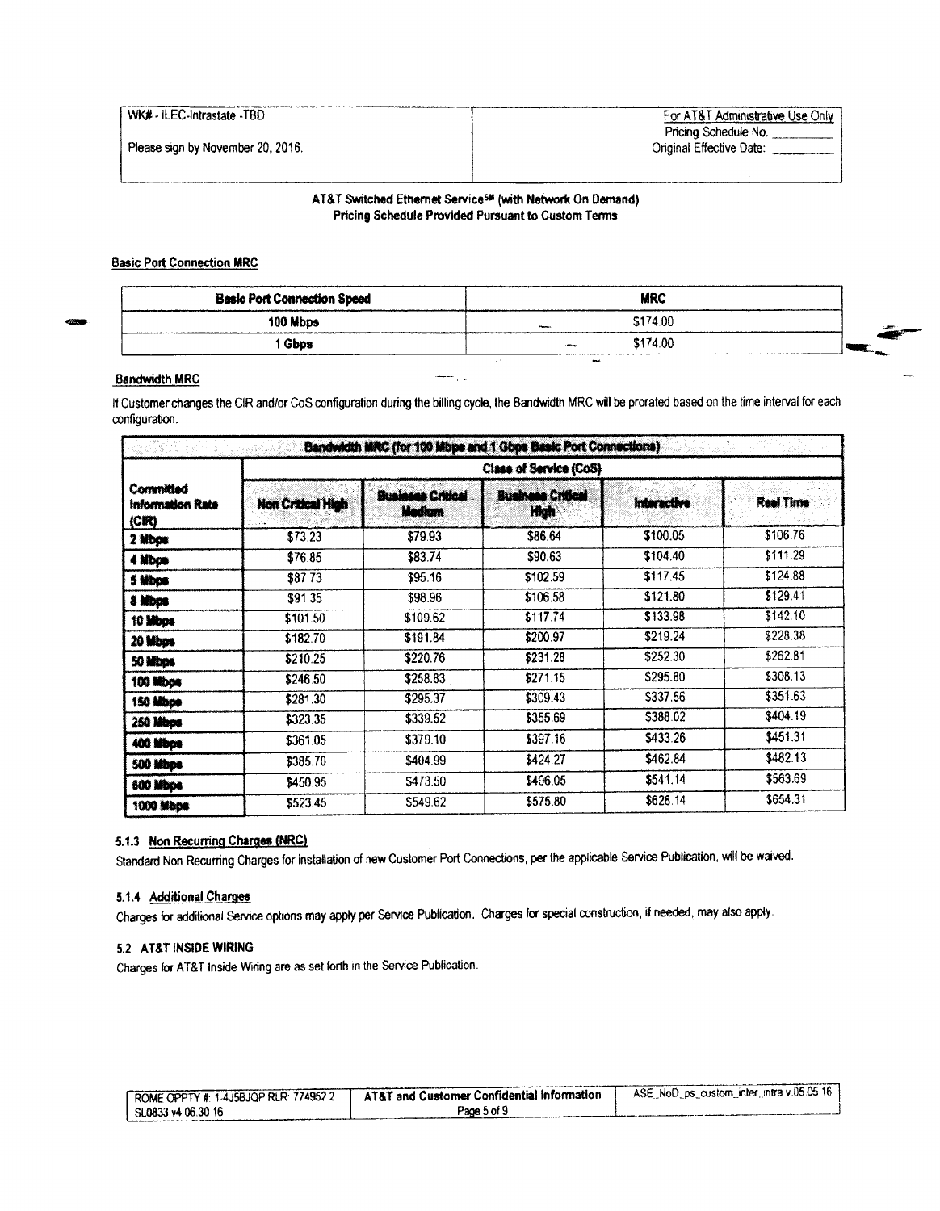| WK# - ILEC-Intrastate -TBD<br><br>Please sign by November 20, 2016. | For AT&T Administrative Use Only<br>Pricing Schedule No. ________<br>Original Effective Date: ________ |
|---|---|

**AT&T Switched Ethernet Service℠ (with Network On Demand)**
**Pricing Schedule Provided Pursuant to Custom Terms**

**Basic Port Connection MRC**

| Basic Port Connection Speed | MRC |
|---|---|
| 100 Mbps | $174.00 |
| 1 Gbps | $174.00 |

**Bandwidth MRC**

If Customer changes the CIR and/or CoS configuration during the billing cycle, the Bandwidth MRC will be prorated based on the time interval for each configuration.

| Bandwidth MRC (for 100 Mbps and 1 Gbps Basic Port Connections) | | | | | |
|---|---|---|---|---|---|
| | Class of Service (CoS) | | | | |
| Committed Information Rate (CIR) | Non Critical High | Business Critical Medium | Business Critical High | Interactive | Real Time |
| 2 Mbps | $73.23 | $79.93 | $86.64 | $100.05 | $106.76 |
| 4 Mbps | $76.85 | $83.74 | $90.63 | $104.40 | $111.29 |
| 5 Mbps | $87.73 | $95.16 | $102.59 | $117.45 | $124.88 |
| 8 Mbps | $91.35 | $98.96 | $106.58 | $121.80 | $129.41 |
| 10 Mbps | $101.50 | $109.62 | $117.74 | $133.98 | $142.10 |
| 20 Mbps | $182.70 | $191.84 | $200.97 | $219.24 | $228.38 |
| 50 Mbps | $210.25 | $220.76 | $231.28 | $252.30 | $262.81 |
| 100 Mbps | $246.50 | $258.83 | $271.15 | $295.80 | $308.13 |
| 150 Mbps | $281.30 | $295.37 | $309.43 | $337.56 | $351.63 |
| 250 Mbps | $323.35 | $339.52 | $355.69 | $388.02 | $404.19 |
| 400 Mbps | $361.05 | $379.10 | $397.16 | $433.26 | $451.31 |
| 500 Mbps | $385.70 | $404.99 | $424.27 | $462.84 | $482.13 |
| 600 Mbps | $450.95 | $473.50 | $496.05 | $541.14 | $563.69 |
| 1000 Mbps | $523.45 | $549.62 | $575.80 | $628.14 | $654.31 |

#### 5.1.3 Non Recurring Charges (NRC)

Standard Non Recurring Charges for installation of new Customer Port Connections, per the applicable Service Publication, will be waived.

#### 5.1.4 Additional Charges

Charges for additional Service options may apply per Service Publication. Charges for special construction, if needed, may also apply.

### 5.2 AT&T INSIDE WIRING

Charges for AT&T Inside Wiring are as set forth in the Service Publication.

| ROME OPPTY #: 1-4J5BJQP RLR: 774952.2<br>SL0833 v4 06.30.16 | AT&T and Customer Confidential Information | ASE_NoD_ps_custom_inter_intra v.05.05.16 |
|---|---|---|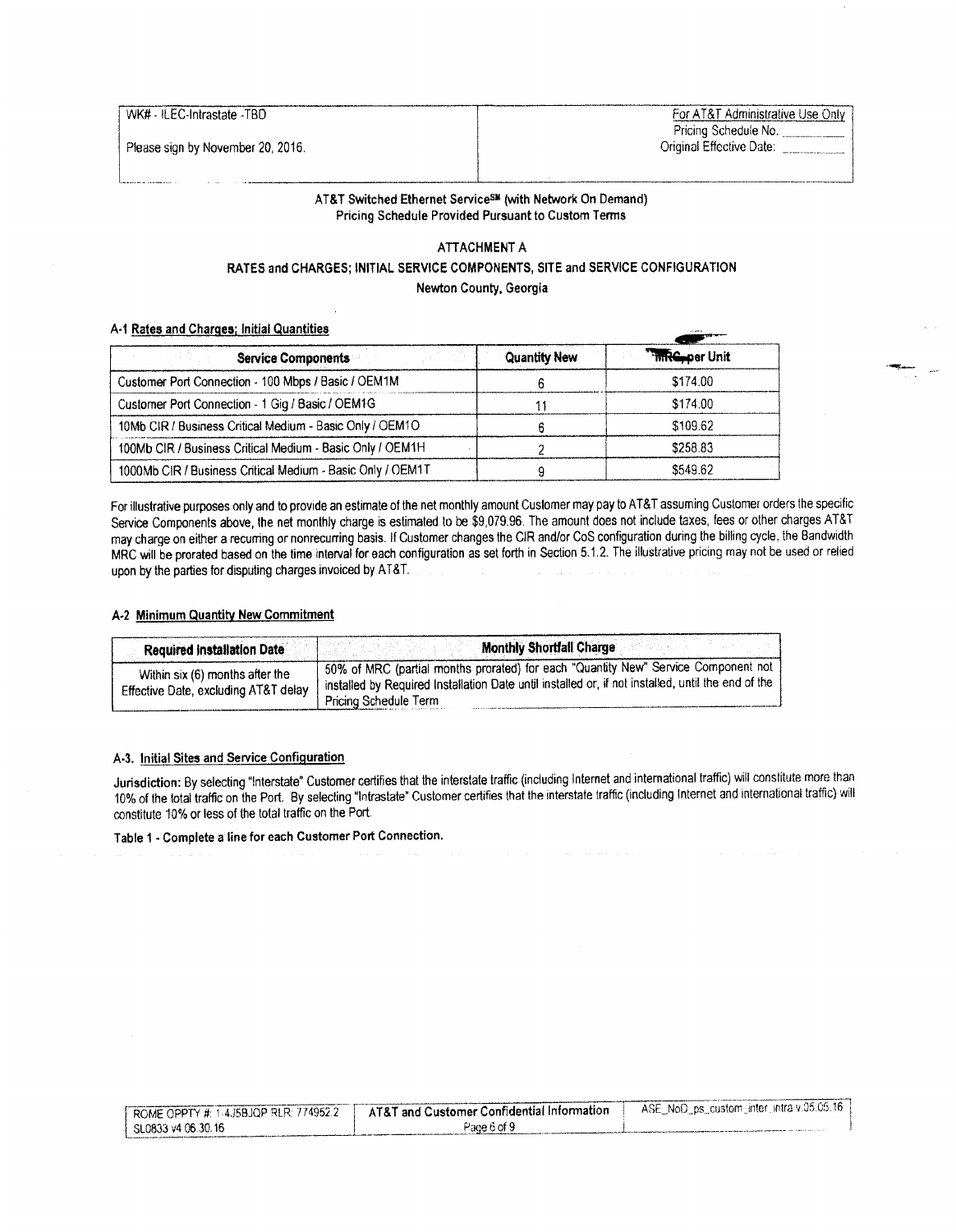| WK# - ILEC-Intrastate -TBD | For AT&T Administrative Use Only |
| --- | --- |
| Please sign by November 20, 2016. | Pricing Schedule No. ________ Original Effective Date: ________ |

**AT&T Switched Ethernet Service℠ (with Network On Demand)**
**Pricing Schedule Provided Pursuant to Custom Terms**

## ATTACHMENT A

## RATES and CHARGES; INITIAL SERVICE COMPONENTS, SITE and SERVICE CONFIGURATION

**Newton County, Georgia**

### A-1 Rates and Charges; Initial Quantities

| Service Components | Quantity New | MRC per Unit |
| --- | --- | --- |
| Customer Port Connection - 100 Mbps / Basic / OEM1M | 6 | $174.00 |
| Customer Port Connection - 1 Gig / Basic / OEM1G | 11 | $174.00 |
| 10Mb CIR / Business Critical Medium - Basic Only / OEM1O | 6 | $109.62 |
| 100Mb CIR / Business Critical Medium - Basic Only / OEM1H | 2 | $258.83 |
| 1000Mb CIR / Business Critical Medium - Basic Only / OEM1T | 9 | $549.62 |

For illustrative purposes only and to provide an estimate of the net monthly amount Customer may pay to AT&T assuming Customer orders the specific Service Components above, the net monthly charge is estimated to be $9,079.96. The amount does not include taxes, fees or other charges AT&T may charge on either a recurring or nonrecurring basis. If Customer changes the CIR and/or CoS configuration during the billing cycle, the Bandwidth MRC will be prorated based on the time interval for each configuration as set forth in Section 5.1.2. The illustrative pricing may not be used or relied upon by the parties for disputing charges invoiced by AT&T.

### A-2 Minimum Quantity New Commitment

| Required Installation Date | Monthly Shortfall Charge |
| --- | --- |
| Within six (6) months after the Effective Date, excluding AT&T delay | 50% of MRC (partial months prorated) for each "Quantity New" Service Component not installed by Required Installation Date until installed or, if not installed, until the end of the Pricing Schedule Term |

### A-3. Initial Sites and Service Configuration

**Jurisdiction:** By selecting "Interstate" Customer certifies that the interstate traffic (including Internet and international traffic) will constitute more than 10% of the total traffic on the Port. By selecting "Intrastate" Customer certifies that the interstate traffic (including Internet and international traffic) will constitute 10% or less of the total traffic on the Port.

**Table 1 - Complete a line for each Customer Port Connection.**

| ROME OPPTY #: 1-4J5BJQP RLR: 774952.2 SL0833 v4 06.30.16 | AT&T and Customer Confidential Information | ASE_NoD_ps_custom_inter_intra v.05.05.16 |
| --- | --- | --- |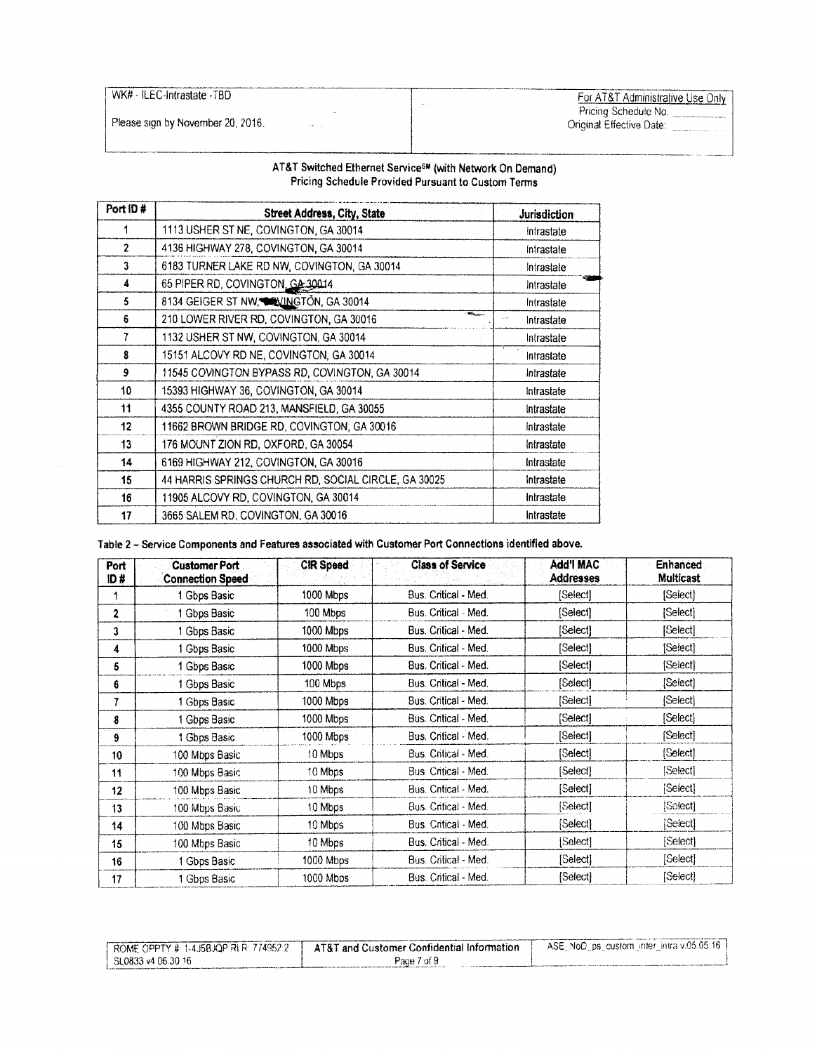| WK# - ILEC-Intrastate -TBD | For AT&T Administrative Use Only |
|---|---|
| Please sign by November 20, 2016. | Pricing Schedule No. \_\_\_\_\_\_ |
| | Original Effective Date: \_\_\_\_\_\_ |

**AT&T Switched Ethernet Service℠ (with Network On Demand)**
**Pricing Schedule Provided Pursuant to Custom Terms**

| Port ID # | Street Address, City, State | Jurisdiction |
|---|---|---|
| 1 | 1113 USHER ST NE, COVINGTON, GA 30014 | Intrastate |
| 2 | 4136 HIGHWAY 278, COVINGTON, GA 30014 | Intrastate |
| 3 | 6183 TURNER LAKE RD NW, COVINGTON, GA 30014 | Intrastate |
| 4 | 65 PIPER RD, COVINGTON, GA 30014 | Intrastate |
| 5 | 8134 GEIGER ST NW, COVINGTON, GA 30014 | Intrastate |
| 6 | 210 LOWER RIVER RD, COVINGTON, GA 30016 | Intrastate |
| 7 | 1132 USHER ST NW, COVINGTON, GA 30014 | Intrastate |
| 8 | 15151 ALCOVY RD NE, COVINGTON, GA 30014 | Intrastate |
| 9 | 11545 COVINGTON BYPASS RD, COVINGTON, GA 30014 | Intrastate |
| 10 | 15393 HIGHWAY 36, COVINGTON, GA 30014 | Intrastate |
| 11 | 4355 COUNTY ROAD 213, MANSFIELD, GA 30055 | Intrastate |
| 12 | 11662 BROWN BRIDGE RD, COVINGTON, GA 30016 | Intrastate |
| 13 | 176 MOUNT ZION RD, OXFORD, GA 30054 | Intrastate |
| 14 | 6169 HIGHWAY 212, COVINGTON, GA 30016 | Intrastate |
| 15 | 44 HARRIS SPRINGS CHURCH RD, SOCIAL CIRCLE, GA 30025 | Intrastate |
| 16 | 11905 ALCOVY RD, COVINGTON, GA 30014 | Intrastate |
| 17 | 3665 SALEM RD, COVINGTON, GA 30016 | Intrastate |

**Table 2 – Service Components and Features associated with Customer Port Connections identified above.**

| Port ID # | Customer Port Connection Speed | CIR Speed | Class of Service | Add'l MAC Addresses | Enhanced Multicast |
|---|---|---|---|---|---|
| 1 | 1 Gbps Basic | 1000 Mbps | Bus. Critical - Med. | [Select] | [Select] |
| 2 | 1 Gbps Basic | 100 Mbps | Bus. Critical - Med. | [Select] | [Select] |
| 3 | 1 Gbps Basic | 1000 Mbps | Bus. Critical - Med. | [Select] | [Select] |
| 4 | 1 Gbps Basic | 1000 Mbps | Bus. Critical - Med. | [Select] | [Select] |
| 5 | 1 Gbps Basic | 1000 Mbps | Bus. Critical - Med. | [Select] | [Select] |
| 6 | 1 Gbps Basic | 100 Mbps | Bus. Critical - Med. | [Select] | [Select] |
| 7 | 1 Gbps Basic | 1000 Mbps | Bus. Critical - Med. | [Select] | [Select] |
| 8 | 1 Gbps Basic | 1000 Mbps | Bus. Critical - Med. | [Select] | [Select] |
| 9 | 1 Gbps Basic | 1000 Mbps | Bus. Critical - Med. | [Select] | [Select] |
| 10 | 100 Mbps Basic | 10 Mbps | Bus. Critical - Med. | [Select] | [Select] |
| 11 | 100 Mbps Basic | 10 Mbps | Bus. Critical - Med. | [Select] | [Select] |
| 12 | 100 Mbps Basic | 10 Mbps | Bus. Critical - Med. | [Select] | [Select] |
| 13 | 100 Mbps Basic | 10 Mbps | Bus. Critical - Med. | [Select] | [Select] |
| 14 | 100 Mbps Basic | 10 Mbps | Bus. Critical - Med. | [Select] | [Select] |
| 15 | 100 Mbps Basic | 10 Mbps | Bus. Critical - Med. | [Select] | [Select] |
| 16 | 1 Gbps Basic | 1000 Mbps | Bus. Critical - Med. | [Select] | [Select] |
| 17 | 1 Gbps Basic | 1000 Mbps | Bus. Critical - Med. | [Select] | [Select] |

| ROME OPPTY # 1-4J5BJQP RL R: 774952.2 | AT&T and Customer Confidential Information | ASE_NoD_ps_custom_inter_intra v.05.05.16 |
|---|---|---|
| SL0833 v4 06.30.16 | | |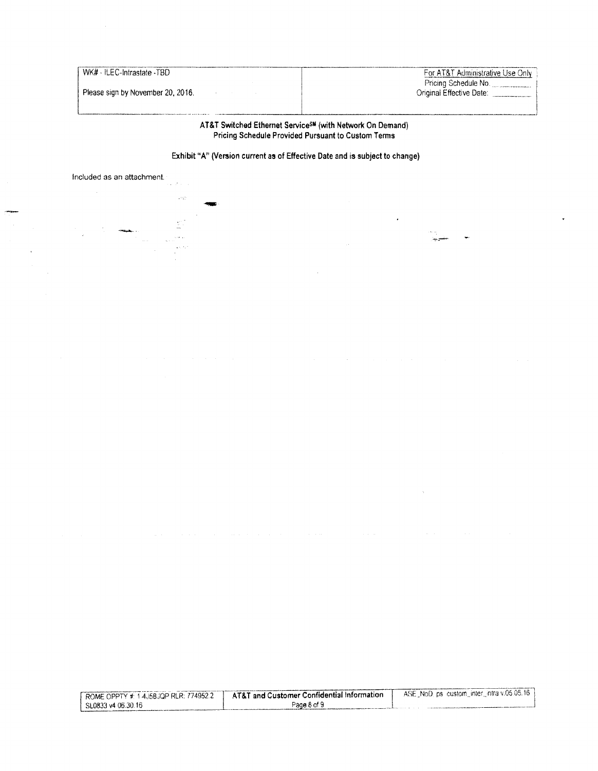| WK# - ILEC-Intrastate -TBD | For AT&T Administrative Use Only |
| --- | --- |
| | Pricing Schedule No. _______ |
| Please sign by November 20, 2016. | Original Effective Date: _______ |

**AT&T Switched Ethernet Service℠ (with Network On Demand)**
**Pricing Schedule Provided Pursuant to Custom Terms**

**Exhibit "A" (Version current as of Effective Date and is subject to change)**

Included as an attachment.

| ROME OPPTY #: 1-4J5BJQP RLR: 774952.2 | **AT&T and Customer Confidential Information** | ASE_NoD ps custom_inter_intra v.05.05.16 |
| --- | --- | --- |
| SL0833 v4 06.30.16 | | |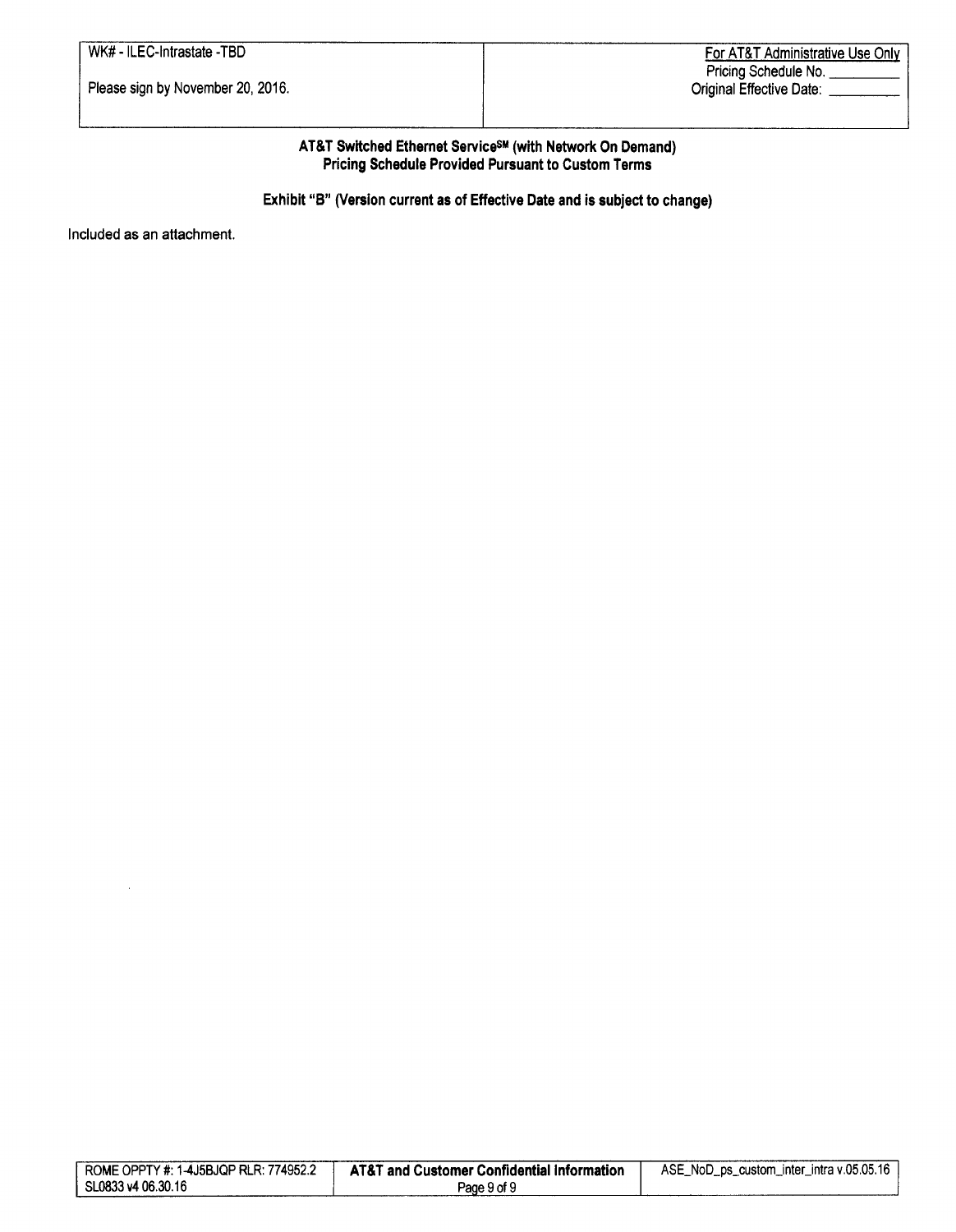| | |
|---|---|
| WK# - ILEC-Intrastate -TBD<br><br>Please sign by November 20, 2016. | For AT&T Administrative Use Only<br>Pricing Schedule No. _________<br>Original Effective Date: _________ |

**AT&T Switched Ethernet Service℠ (with Network On Demand)**
**Pricing Schedule Provided Pursuant to Custom Terms**

**Exhibit "B" (Version current as of Effective Date and is subject to change)**

Included as an attachment.